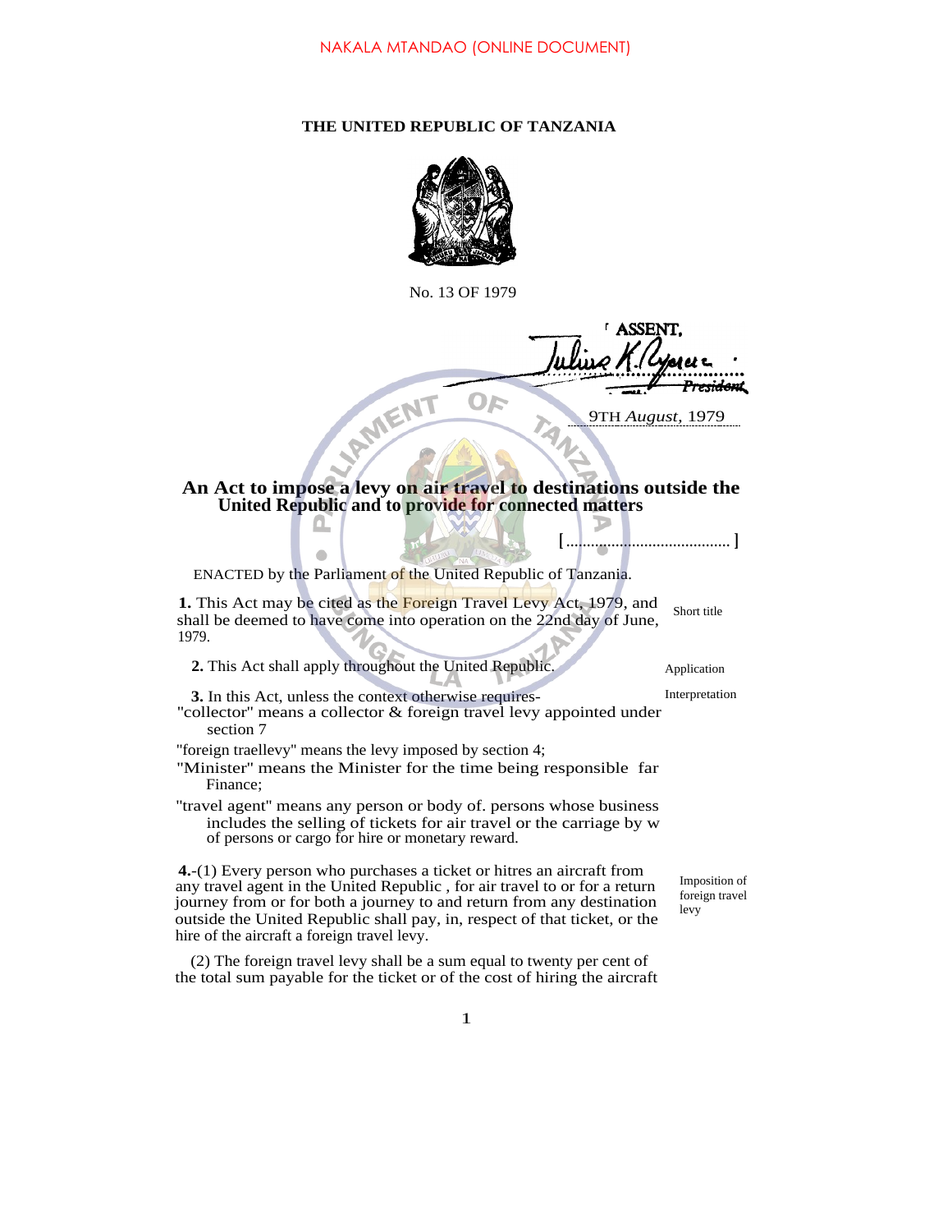NAKALA MTANDAO (ONLINE DOCUMENT)

**THE UNITED REPUBLIC OF TANZANIA**

No. 13 OF 1979

I ASSENT,

Julius K. Nyerere

*President*

9TH *August*, 1979

## An Act to impose a levy on air travel to destinations outside the United Republic and to provide for connected matters

[........................................ ]

ENACTED by the Parliament of the United Republic of Tanzania.

Short title

**1.** This Act may be cited as the Foreign Travel Levy Act, 1979, and shall be deemed to have come into operation on the 22nd day of June, 1979.

Application

**2.** This Act shall apply throughout the United Republic.

Interpretation

**3.** In this Act, unless the context otherwise requires-

"collector" means a collector & foreign travel levy appointed under section 7

"foreign traellevy" means the levy imposed by section 4;

"Minister" means the Minister for the time being responsible far Finance;

"travel agent" means any person or body of. persons whose business includes the selling of tickets for air travel or the carriage by w of persons or cargo for hire or monetary reward.

Imposition of foreign travel levy

**4.**-(1) Every person who purchases a ticket or hitres an aircraft from any travel agent in the United Republic , for air travel to or for a return journey from or for both a journey to and return from any destination outside the United Republic shall pay, in, respect of that ticket, or the hire of the aircraft a foreign travel levy.

(2) The foreign travel levy shall be a sum equal to twenty per cent of the total sum payable for the ticket or of the cost of hiring the aircraft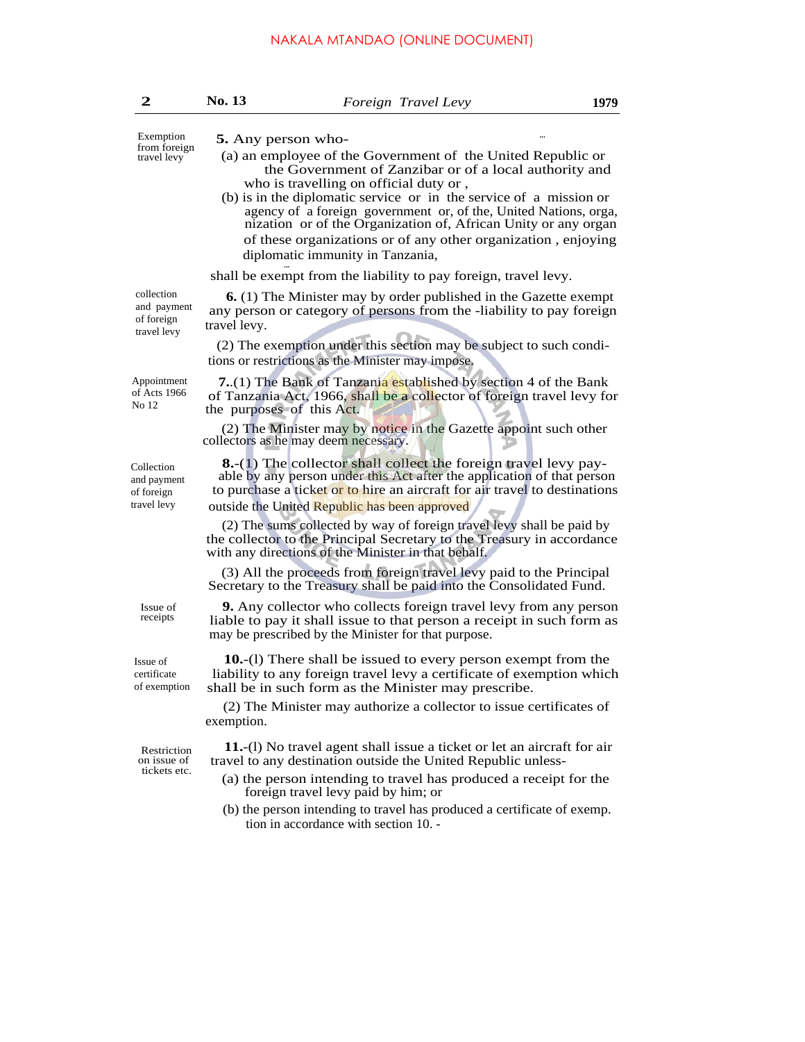**Exemption from foreign travel levy**

**5.** Any person who-

(a) an employee of the Government of the United Republic or the Government of Zanzibar or of a local authority and who is travelling on official duty or ,

(b) is in the diplomatic service or in the service of a mission or agency of a foreign government or, of the, United Nations, orga, nization or of the Organization of, African Unity or any organ of these organizations or of any other organization , enjoying diplomatic immunity in Tanzania,

shall be exempt from the liability to pay foreign, travel levy.

**collection and payment of foreign travel levy**

**6.** (1) The Minister may by order published in the Gazette exempt any person or category of persons from the -liability to pay foreign travel levy.

(2) The exemption under this section may be subject to such conditions or restrictions as the Minister may impose.

**Appointment of Acts 1966 No 12**

**7.**.(1) The Bank of Tanzania established by section 4 of the Bank of Tanzania Act, 1966, shall be a collector of foreign travel levy for the purposes of this Act.

(2) The Minister may by notice in the Gazette appoint such other collectors as he may deem necessary.

**Collection and payment of foreign travel levy**

**8.**-(1) The collector shall collect the foreign travel levy payable by any person under this Act after the application of that person to purchase a ticket or to hire an aircraft for air travel to destinations outside the United Republic has been approved

(2) The sums collected by way of foreign travel levy shall be paid by the collector to the Principal Secretary to the Treasury in accordance with any directions of the Minister in that behalf.

(3) All the proceeds from foreign travel levy paid to the Principal Secretary to the Treasury shall be paid into the Consolidated Fund.

**Issue of receipts**

**9.** Any collector who collects foreign travel levy from any person liable to pay it shall issue to that person a receipt in such form as may be prescribed by the Minister for that purpose.

**Issue of certificate of exemption**

**10.**-(l) There shall be issued to every person exempt from the liability to any foreign travel levy a certificate of exemption which shall be in such form as the Minister may prescribe.

(2) The Minister may authorize a collector to issue certificates of exemption.

**Restriction on issue of tickets etc.**

**11.**-(l) No travel agent shall issue a ticket or let an aircraft for air travel to any destination outside the United Republic unless-

(a) the person intending to travel has produced a receipt for the foreign travel levy paid by him; or

(b) the person intending to travel has produced a certificate of exemp. tion in accordance with section 10. -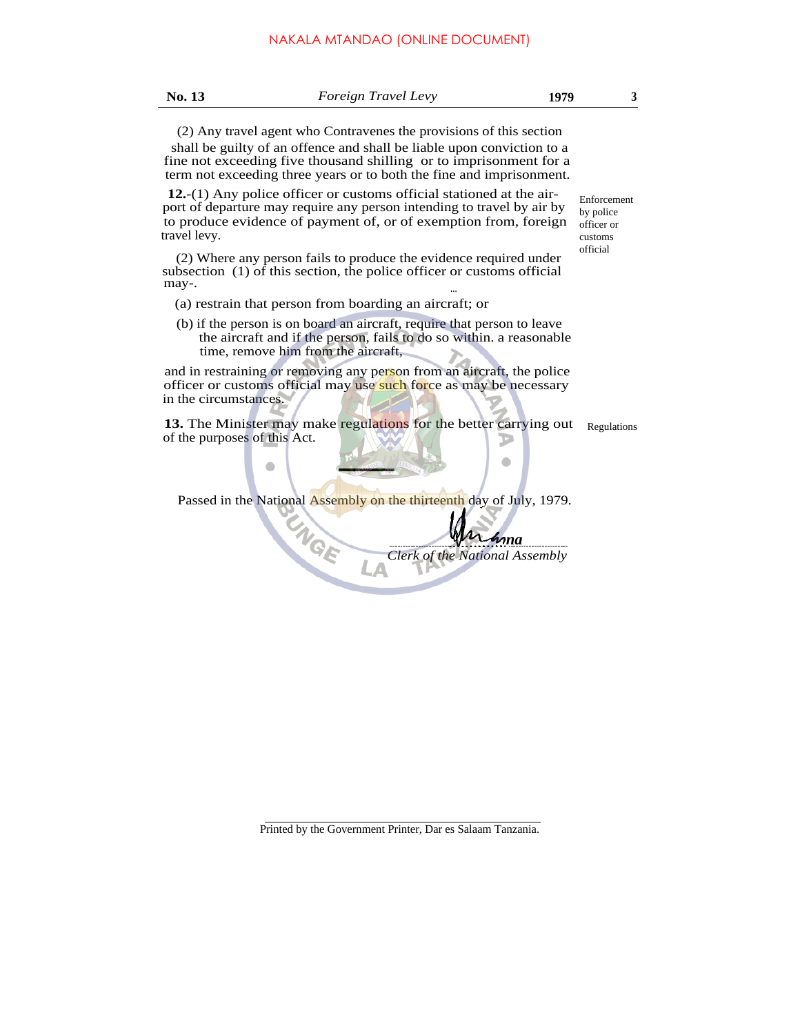(2) Any travel agent who Contravenes the provisions of this section shall be guilty of an offence and shall be liable upon conviction to a fine not exceeding five thousand shilling or to imprisonment for a term not exceeding three years or to both the fine and imprisonment.

Enforcement by police officer or customs official

**12.**-(1) Any police officer or customs official stationed at the airport of departure may require any person intending to travel by air by to produce evidence of payment of, or of exemption from, foreign travel levy.

(2) Where any person fails to produce the evidence required under subsection (1) of this section, the police officer or customs official may-.

(a) restrain that person from boarding an aircraft; or

(b) if the person is on board an aircraft, require that person to leave the aircraft and if the person, fails to do so within. a reasonable time, remove him from the aircraft,

and in restraining or removing any person from an aircraft, the police officer or customs official may use such force as may be necessary in the circumstances.

Regulations

**13.** The Minister may make regulations for the better carrying out of the purposes of this Act.

Passed in the National Assembly on the thirteenth day of July, 1979.

*Clerk of the National Assembly*

Printed by the Government Printer, Dar es Salaam Tanzania.